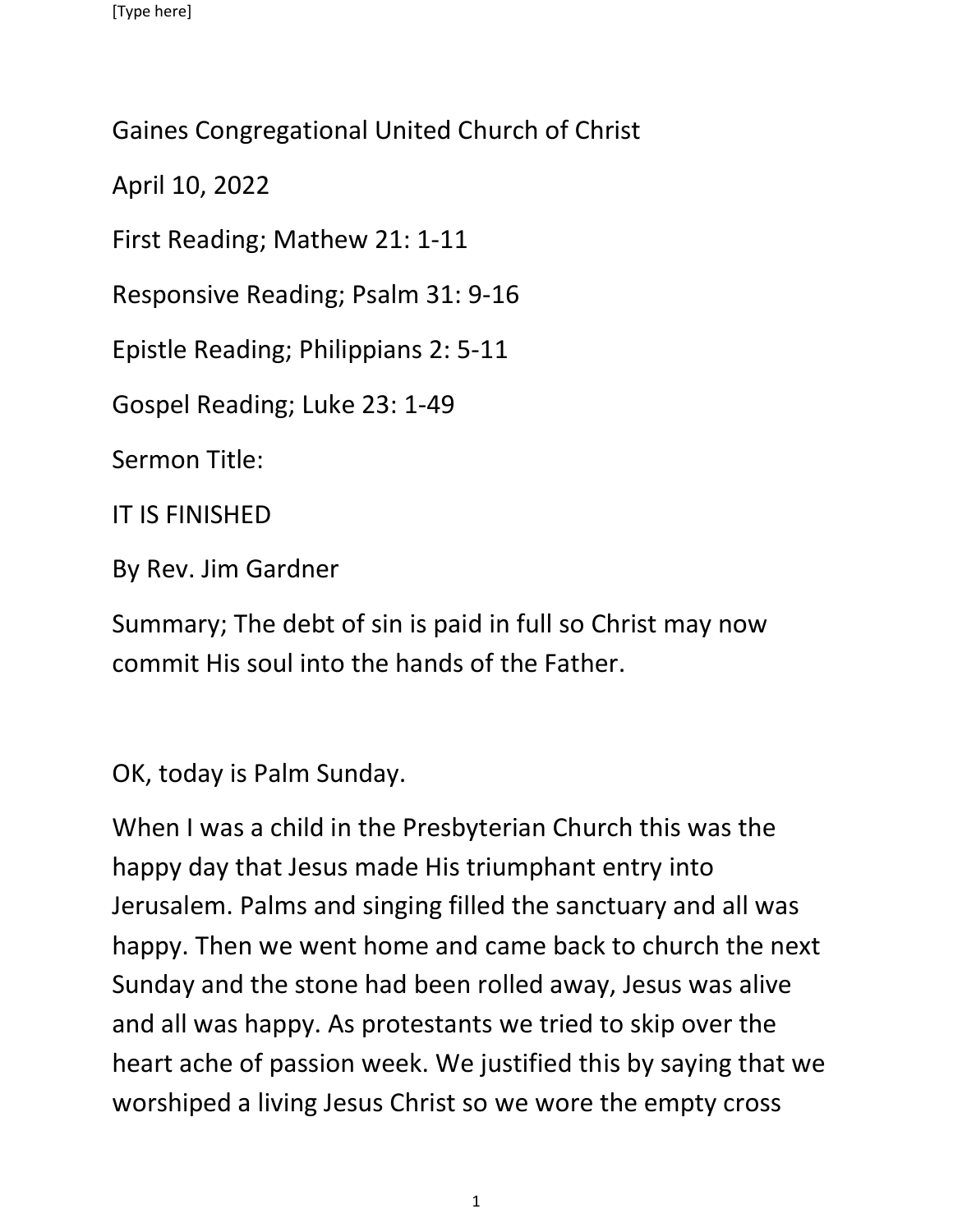Gaines Congregational United Church of Christ

April 10, 2022

First Reading; Mathew 21: 1-11

Responsive Reading; Psalm 31: 9-16

Epistle Reading; Philippians 2: 5-11

Gospel Reading; Luke 23: 1-49

Sermon Title:

IT IS FINISHED

By Rev. Jim Gardner

Summary; The debt of sin is paid in full so Christ may now commit His soul into the hands of the Father.

OK, today is Palm Sunday.

When I was a child in the Presbyterian Church this was the happy day that Jesus made His triumphant entry into Jerusalem. Palms and singing filled the sanctuary and all was happy. Then we went home and came back to church the next Sunday and the stone had been rolled away, Jesus was alive and all was happy. As protestants we tried to skip over the heart ache of passion week. We justified this by saying that we worshiped a living Jesus Christ so we wore the empty cross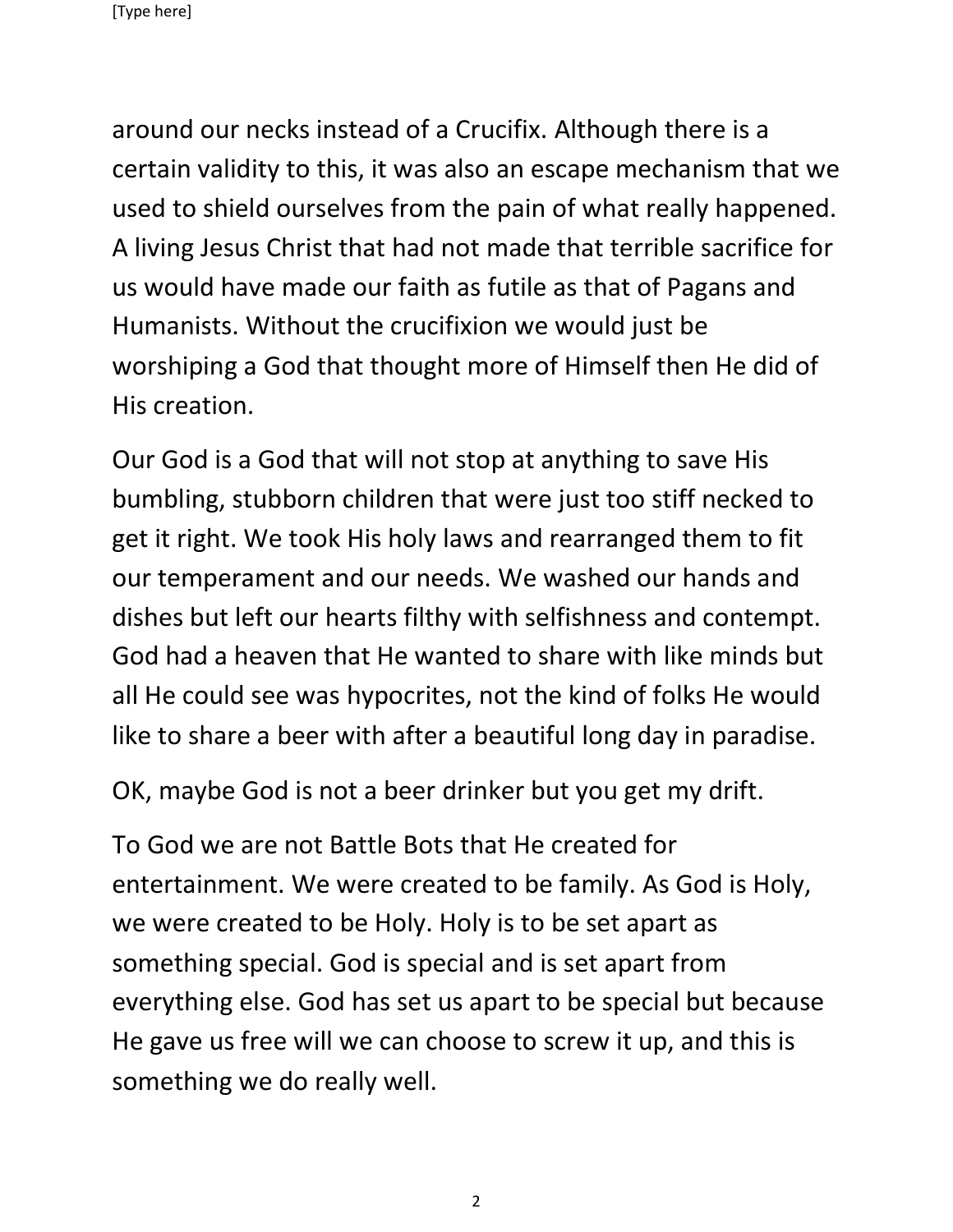around our necks instead of a Crucifix. Although there is a certain validity to this, it was also an escape mechanism that we used to shield ourselves from the pain of what really happened. A living Jesus Christ that had not made that terrible sacrifice for us would have made our faith as futile as that of Pagans and Humanists. Without the crucifixion we would just be worshiping a God that thought more of Himself then He did of His creation.

Our God is a God that will not stop at anything to save His bumbling, stubborn children that were just too stiff necked to get it right. We took His holy laws and rearranged them to fit our temperament and our needs. We washed our hands and dishes but left our hearts filthy with selfishness and contempt. God had a heaven that He wanted to share with like minds but all He could see was hypocrites, not the kind of folks He would like to share a beer with after a beautiful long day in paradise.

OK, maybe God is not a beer drinker but you get my drift.

To God we are not Battle Bots that He created for entertainment. We were created to be family. As God is Holy, we were created to be Holy. Holy is to be set apart as something special. God is special and is set apart from everything else. God has set us apart to be special but because He gave us free will we can choose to screw it up, and this is something we do really well.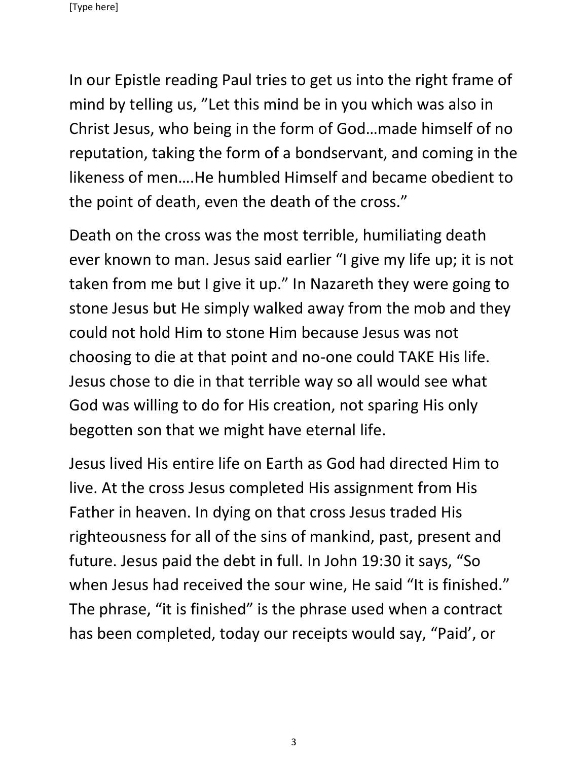In our Epistle reading Paul tries to get us into the right frame of mind by telling us, ”Let this mind be in you which was also in Christ Jesus, who being in the form of God…made himself of no reputation, taking the form of a bondservant, and coming in the likeness of men….He humbled Himself and became obedient to the point of death, even the death of the cross.”

Death on the cross was the most terrible, humiliating death ever known to man. Jesus said earlier “I give my life up; it is not taken from me but I give it up.” In Nazareth they were going to stone Jesus but He simply walked away from the mob and they could not hold Him to stone Him because Jesus was not choosing to die at that point and no-one could TAKE His life. Jesus chose to die in that terrible way so all would see what God was willing to do for His creation, not sparing His only begotten son that we might have eternal life.

Jesus lived His entire life on Earth as God had directed Him to live. At the cross Jesus completed His assignment from His Father in heaven. In dying on that cross Jesus traded His righteousness for all of the sins of mankind, past, present and future. Jesus paid the debt in full. In John 19:30 it says, “So when Jesus had received the sour wine, He said “It is finished.” The phrase, “it is finished” is the phrase used when a contract has been completed, today our receipts would say, “Paid’, or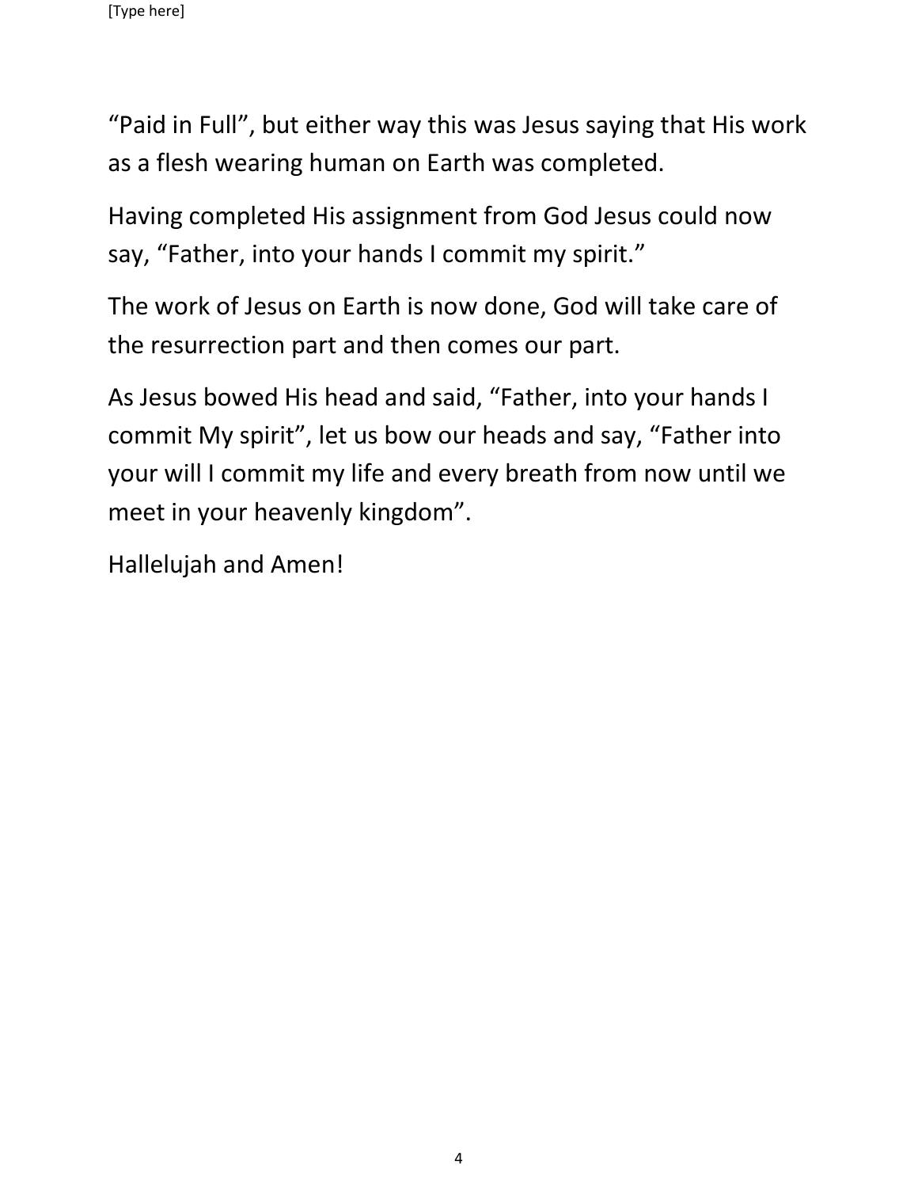"Paid in Full", but either way this was Jesus saying that His work as a flesh wearing human on Earth was completed.

Having completed His assignment from God Jesus could now say, "Father, into your hands I commit my spirit."

The work of Jesus on Earth is now done, God will take care of the resurrection part and then comes our part.

As Jesus bowed His head and said, "Father, into your hands I commit My spirit", let us bow our heads and say, "Father into your will I commit my life and every breath from now until we meet in your heavenly kingdom".

Hallelujah and Amen!